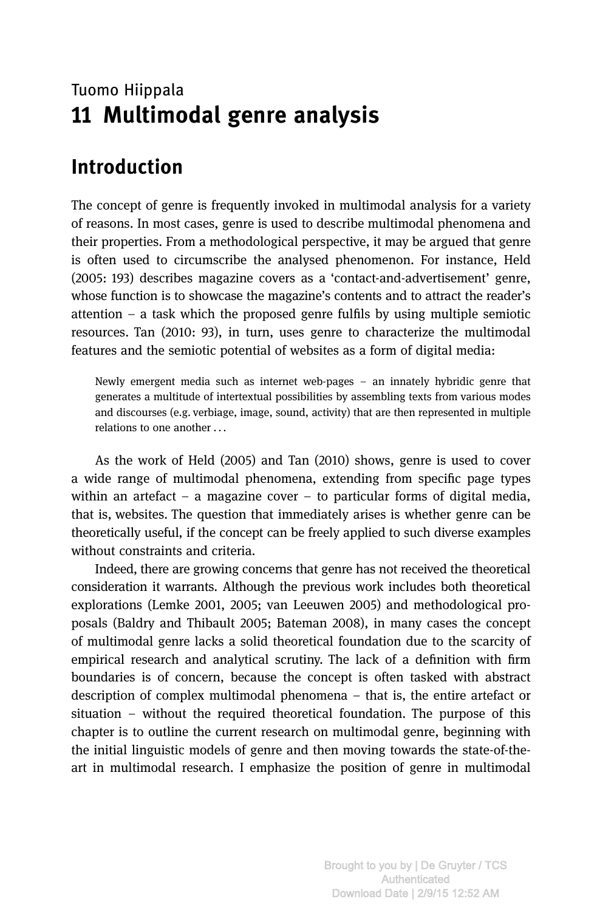Tuomo Hiippala

# 11 Multimodal genre analysis

## Introduction

The concept of genre is frequently invoked in multimodal analysis for a variety of reasons. In most cases, genre is used to describe multimodal phenomena and their properties. From a methodological perspective, it may be argued that genre is often used to circumscribe the analysed phenomenon. For instance, Held (2005: 193) describes magazine covers as a 'contact-and-advertisement' genre, whose function is to showcase the magazine's contents and to attract the reader's attention – a task which the proposed genre fulfils by using multiple semiotic resources. Tan (2010: 93), in turn, uses genre to characterize the multimodal features and the semiotic potential of websites as a form of digital media:

> Newly emergent media such as internet web-pages – an innately hybridic genre that generates a multitude of intertextual possibilities by assembling texts from various modes and discourses (e.g. verbiage, image, sound, activity) that are then represented in multiple relations to one another . . .

As the work of Held (2005) and Tan (2010) shows, genre is used to cover a wide range of multimodal phenomena, extending from specific page types within an artefact – a magazine cover – to particular forms of digital media, that is, websites. The question that immediately arises is whether genre can be theoretically useful, if the concept can be freely applied to such diverse examples without constraints and criteria.

Indeed, there are growing concerns that genre has not received the theoretical consideration it warrants. Although the previous work includes both theoretical explorations (Lemke 2001, 2005; van Leeuwen 2005) and methodological proposals (Baldry and Thibault 2005; Bateman 2008), in many cases the concept of multimodal genre lacks a solid theoretical foundation due to the scarcity of empirical research and analytical scrutiny. The lack of a definition with firm boundaries is of concern, because the concept is often tasked with abstract description of complex multimodal phenomena – that is, the entire artefact or situation – without the required theoretical foundation. The purpose of this chapter is to outline the current research on multimodal genre, beginning with the initial linguistic models of genre and then moving towards the state-of-the-art in multimodal research. I emphasize the position of genre in multimodal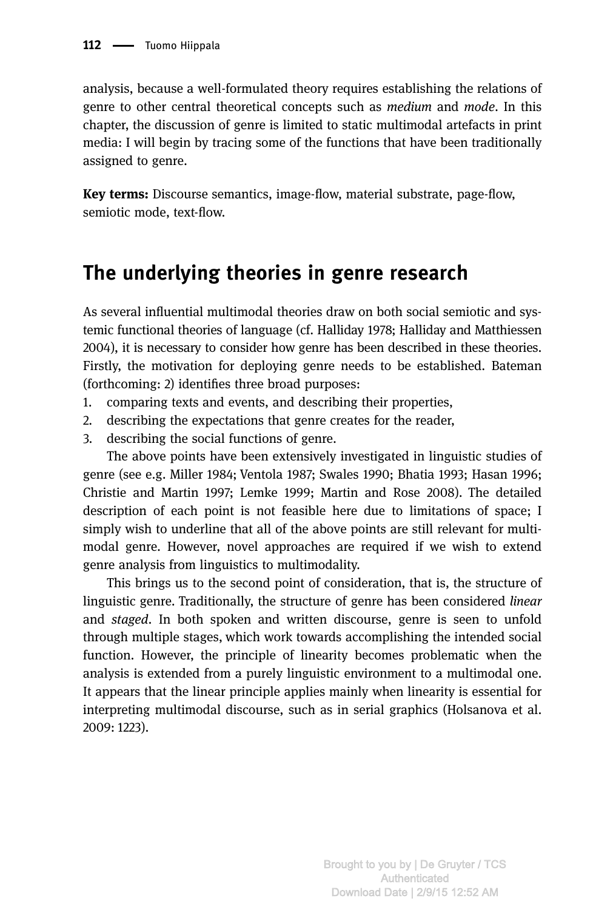analysis, because a well-formulated theory requires establishing the relations of genre to other central theoretical concepts such as *medium* and *mode*. In this chapter, the discussion of genre is limited to static multimodal artefacts in print media: I will begin by tracing some of the functions that have been traditionally assigned to genre.

**Key terms:** Discourse semantics, image-flow, material substrate, page-flow, semiotic mode, text-flow.

## The underlying theories in genre research

As several influential multimodal theories draw on both social semiotic and systemic functional theories of language (cf. Halliday 1978; Halliday and Matthiessen 2004), it is necessary to consider how genre has been described in these theories. Firstly, the motivation for deploying genre needs to be established. Bateman (forthcoming: 2) identifies three broad purposes:

1. comparing texts and events, and describing their properties,
2. describing the expectations that genre creates for the reader,
3. describing the social functions of genre.

The above points have been extensively investigated in linguistic studies of genre (see e.g. Miller 1984; Ventola 1987; Swales 1990; Bhatia 1993; Hasan 1996; Christie and Martin 1997; Lemke 1999; Martin and Rose 2008). The detailed description of each point is not feasible here due to limitations of space; I simply wish to underline that all of the above points are still relevant for multimodal genre. However, novel approaches are required if we wish to extend genre analysis from linguistics to multimodality.

This brings us to the second point of consideration, that is, the structure of linguistic genre. Traditionally, the structure of genre has been considered *linear* and *staged*. In both spoken and written discourse, genre is seen to unfold through multiple stages, which work towards accomplishing the intended social function. However, the principle of linearity becomes problematic when the analysis is extended from a purely linguistic environment to a multimodal one. It appears that the linear principle applies mainly when linearity is essential for interpreting multimodal discourse, such as in serial graphics (Holsanova et al. 2009: 1223).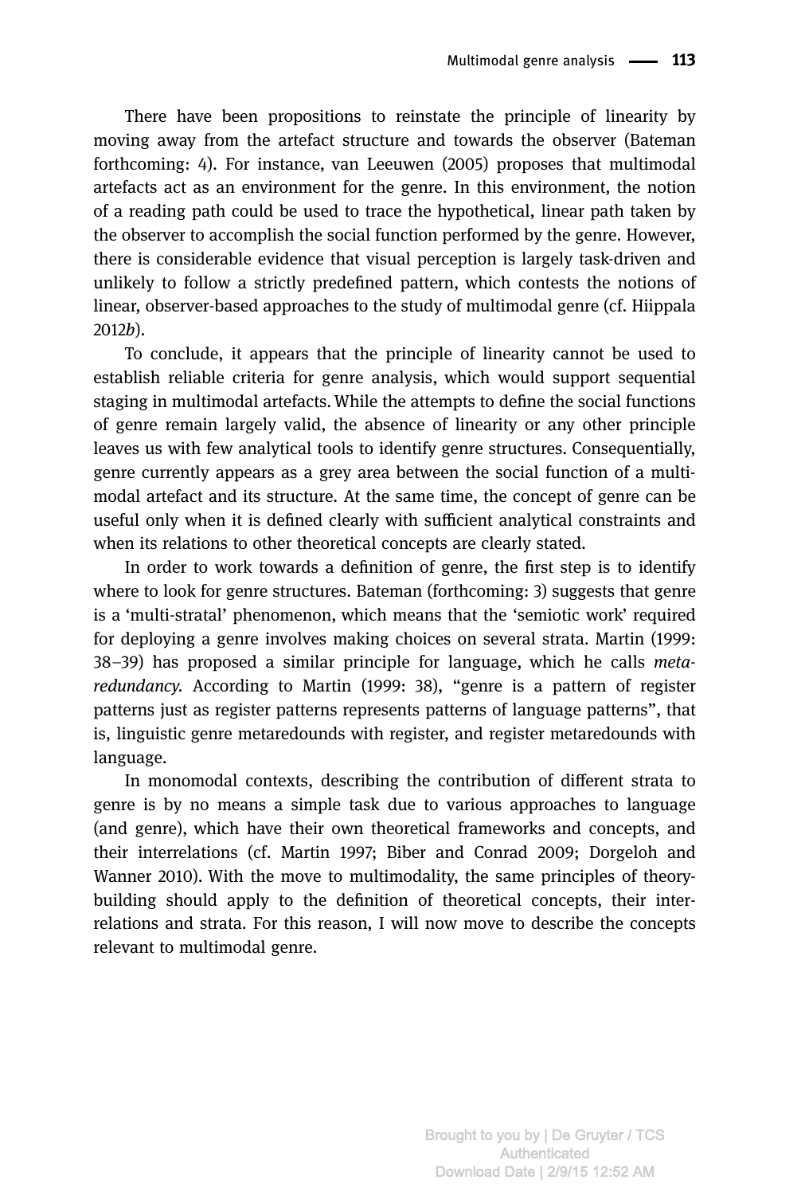There have been propositions to reinstate the principle of linearity by moving away from the artefact structure and towards the observer (Bateman forthcoming: 4). For instance, van Leeuwen (2005) proposes that multimodal artefacts act as an environment for the genre. In this environment, the notion of a reading path could be used to trace the hypothetical, linear path taken by the observer to accomplish the social function performed by the genre. However, there is considerable evidence that visual perception is largely task-driven and unlikely to follow a strictly predefined pattern, which contests the notions of linear, observer-based approaches to the study of multimodal genre (cf. Hiippala 2012*b*).

To conclude, it appears that the principle of linearity cannot be used to establish reliable criteria for genre analysis, which would support sequential staging in multimodal artefacts. While the attempts to define the social functions of genre remain largely valid, the absence of linearity or any other principle leaves us with few analytical tools to identify genre structures. Consequentially, genre currently appears as a grey area between the social function of a multimodal artefact and its structure. At the same time, the concept of genre can be useful only when it is defined clearly with sufficient analytical constraints and when its relations to other theoretical concepts are clearly stated.

In order to work towards a definition of genre, the first step is to identify where to look for genre structures. Bateman (forthcoming: 3) suggests that genre is a 'multi-stratal' phenomenon, which means that the 'semiotic work' required for deploying a genre involves making choices on several strata. Martin (1999: 38–39) has proposed a similar principle for language, which he calls *metaredundancy*. According to Martin (1999: 38), "genre is a pattern of register patterns just as register patterns represents patterns of language patterns", that is, linguistic genre metaredounds with register, and register metaredounds with language.

In monomodal contexts, describing the contribution of different strata to genre is by no means a simple task due to various approaches to language (and genre), which have their own theoretical frameworks and concepts, and their interrelations (cf. Martin 1997; Biber and Conrad 2009; Dorgeloh and Wanner 2010). With the move to multimodality, the same principles of theory-building should apply to the definition of theoretical concepts, their interrelations and strata. For this reason, I will now move to describe the concepts relevant to multimodal genre.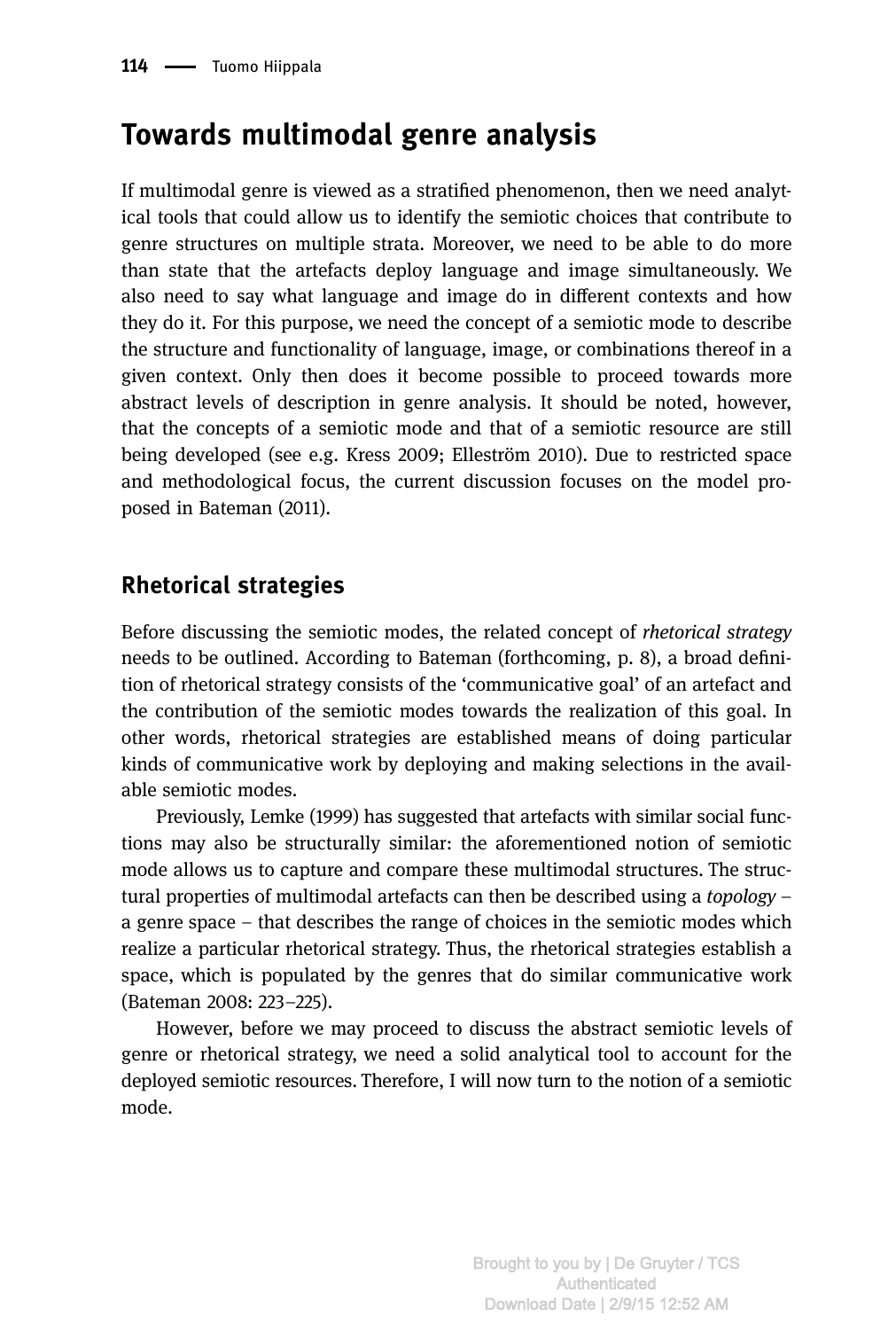## Towards multimodal genre analysis

If multimodal genre is viewed as a stratified phenomenon, then we need analytical tools that could allow us to identify the semiotic choices that contribute to genre structures on multiple strata. Moreover, we need to be able to do more than state that the artefacts deploy language and image simultaneously. We also need to say what language and image do in different contexts and how they do it. For this purpose, we need the concept of a semiotic mode to describe the structure and functionality of language, image, or combinations thereof in a given context. Only then does it become possible to proceed towards more abstract levels of description in genre analysis. It should be noted, however, that the concepts of a semiotic mode and that of a semiotic resource are still being developed (see e.g. Kress 2009; Elleström 2010). Due to restricted space and methodological focus, the current discussion focuses on the model proposed in Bateman (2011).

### Rhetorical strategies

Before discussing the semiotic modes, the related concept of *rhetorical strategy* needs to be outlined. According to Bateman (forthcoming, p. 8), a broad definition of rhetorical strategy consists of the 'communicative goal' of an artefact and the contribution of the semiotic modes towards the realization of this goal. In other words, rhetorical strategies are established means of doing particular kinds of communicative work by deploying and making selections in the available semiotic modes.

Previously, Lemke (1999) has suggested that artefacts with similar social functions may also be structurally similar: the aforementioned notion of semiotic mode allows us to capture and compare these multimodal structures. The structural properties of multimodal artefacts can then be described using a *topology* – a genre space – that describes the range of choices in the semiotic modes which realize a particular rhetorical strategy. Thus, the rhetorical strategies establish a space, which is populated by the genres that do similar communicative work (Bateman 2008: 223–225).

However, before we may proceed to discuss the abstract semiotic levels of genre or rhetorical strategy, we need a solid analytical tool to account for the deployed semiotic resources. Therefore, I will now turn to the notion of a semiotic mode.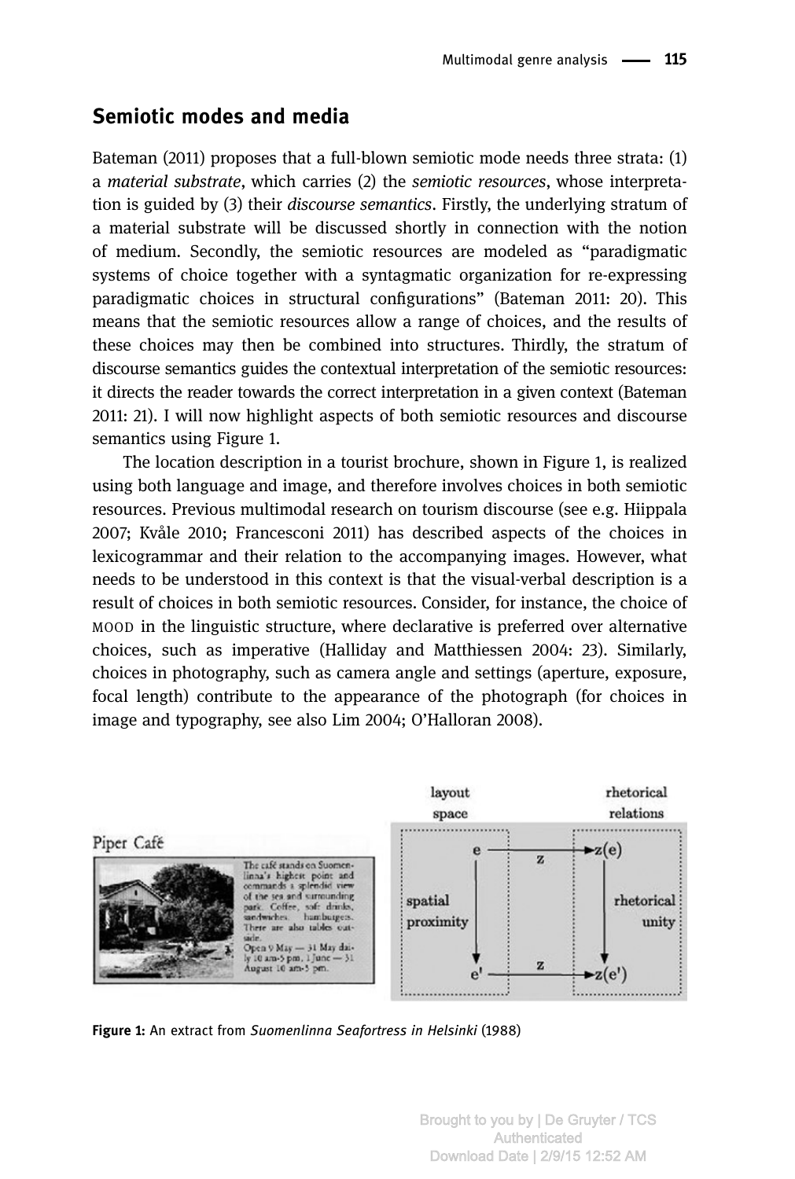## Semiotic modes and media

Bateman (2011) proposes that a full-blown semiotic mode needs three strata: (1) a *material substrate*, which carries (2) the *semiotic resources*, whose interpretation is guided by (3) their *discourse semantics*. Firstly, the underlying stratum of a material substrate will be discussed shortly in connection with the notion of medium. Secondly, the semiotic resources are modeled as "paradigmatic systems of choice together with a syntagmatic organization for re-expressing paradigmatic choices in structural configurations" (Bateman 2011: 20). This means that the semiotic resources allow a range of choices, and the results of these choices may then be combined into structures. Thirdly, the stratum of discourse semantics guides the contextual interpretation of the semiotic resources: it directs the reader towards the correct interpretation in a given context (Bateman 2011: 21). I will now highlight aspects of both semiotic resources and discourse semantics using Figure 1.

The location description in a tourist brochure, shown in Figure 1, is realized using both language and image, and therefore involves choices in both semiotic resources. Previous multimodal research on tourism discourse (see e.g. Hiippala 2007; Kvåle 2010; Francesconi 2011) has described aspects of the choices in lexicogrammar and their relation to the accompanying images. However, what needs to be understood in this context is that the visual-verbal description is a result of choices in both semiotic resources. Consider, for instance, the choice of MOOD in the linguistic structure, where declarative is preferred over alternative choices, such as imperative (Halliday and Matthiessen 2004: 23). Similarly, choices in photography, such as camera angle and settings (aperture, exposure, focal length) contribute to the appearance of the photograph (for choices in image and typography, see also Lim 2004; O'Halloran 2008).

**Figure 1:** An extract from *Suomenlinna Seafortress in Helsinki* (1988)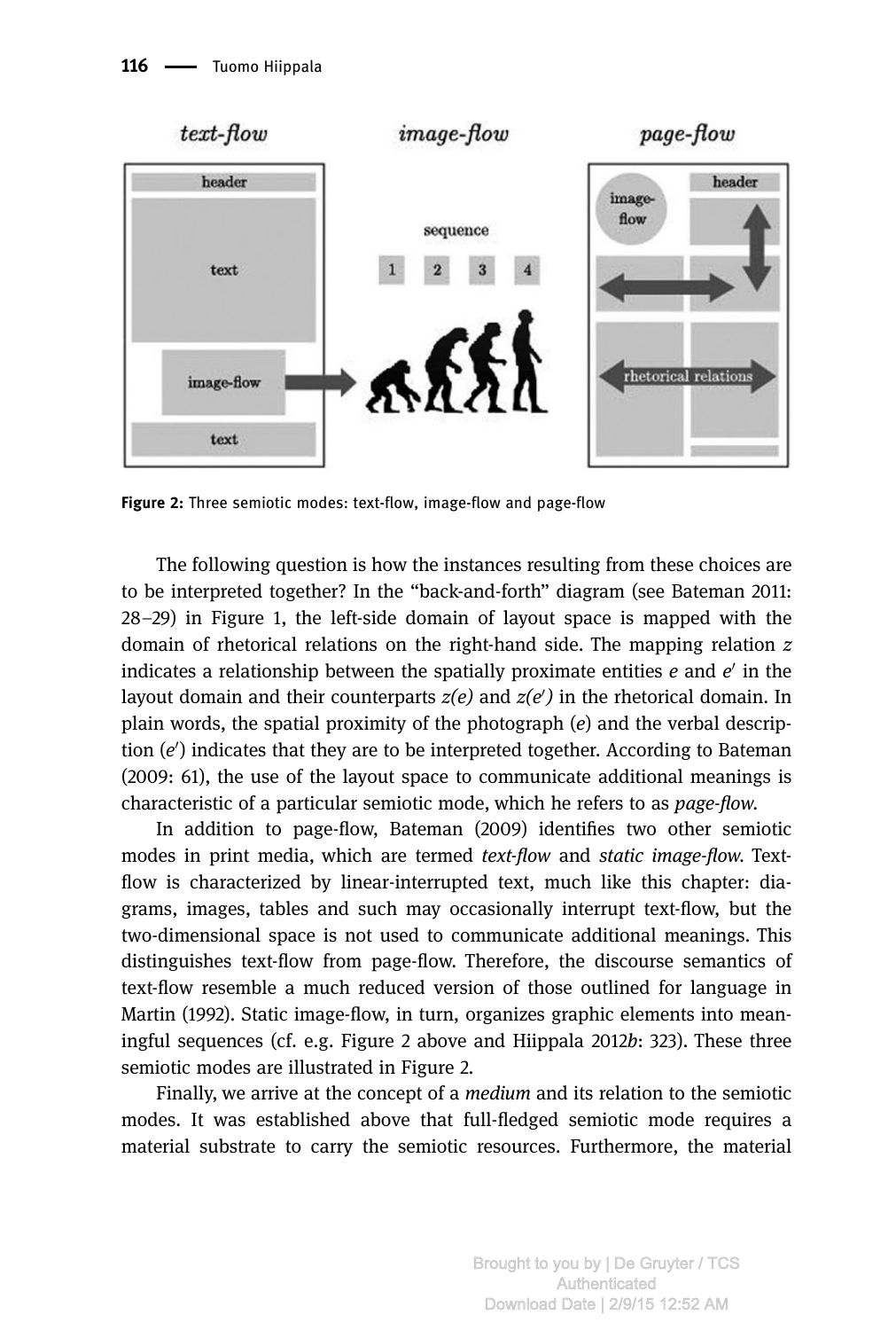Figure 2: Three semiotic modes: text-flow, image-flow and page-flow

The following question is how the instances resulting from these choices are to be interpreted together? In the "back-and-forth" diagram (see Bateman 2011: 28–29) in Figure 1, the left-side domain of layout space is mapped with the domain of rhetorical relations on the right-hand side. The mapping relation $z$ indicates a relationship between the spatially proximate entities $e$ and $e'$ in the layout domain and their counterparts $z(e)$ and $z(e')$ in the rhetorical domain. In plain words, the spatial proximity of the photograph ($e$) and the verbal description ($e'$) indicates that they are to be interpreted together. According to Bateman (2009: 61), the use of the layout space to communicate additional meanings is characteristic of a particular semiotic mode, which he refers to as *page-flow*.

In addition to page-flow, Bateman (2009) identifies two other semiotic modes in print media, which are termed *text-flow* and *static image-flow*. Text-flow is characterized by linear-interrupted text, much like this chapter: diagrams, images, tables and such may occasionally interrupt text-flow, but the two-dimensional space is not used to communicate additional meanings. This distinguishes text-flow from page-flow. Therefore, the discourse semantics of text-flow resemble a much reduced version of those outlined for language in Martin (1992). Static image-flow, in turn, organizes graphic elements into meaningful sequences (cf. e.g. Figure 2 above and Hiippala 2012*b*: 323). These three semiotic modes are illustrated in Figure 2.

Finally, we arrive at the concept of a *medium* and its relation to the semiotic modes. It was established above that full-fledged semiotic mode requires a material substrate to carry the semiotic resources. Furthermore, the material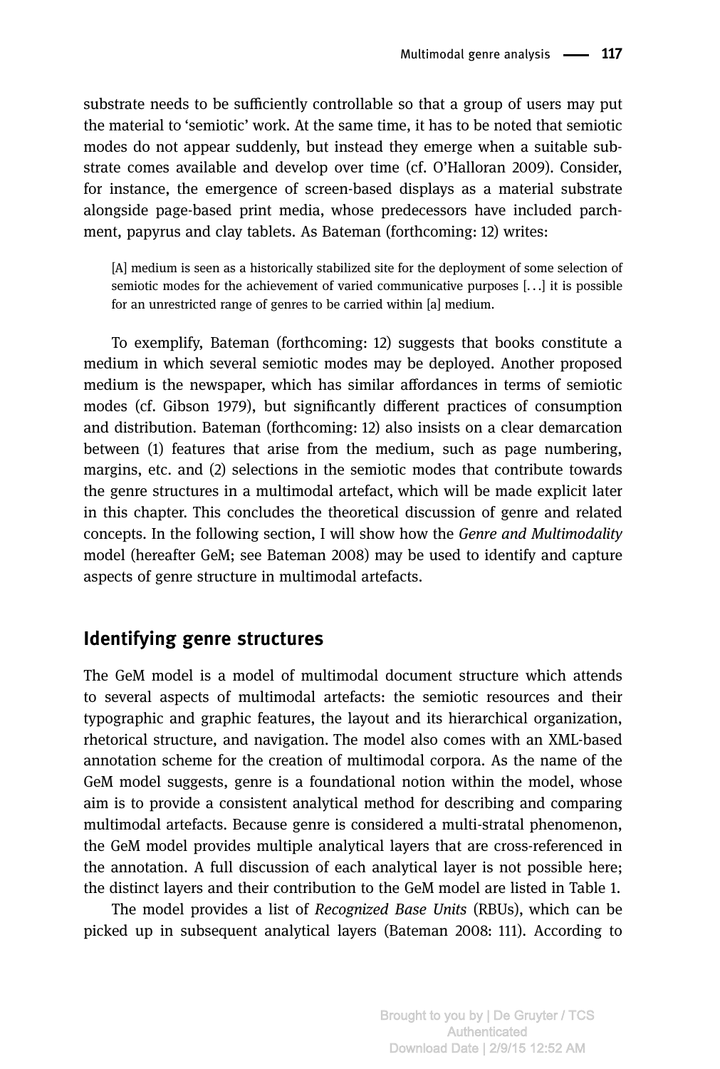substrate needs to be sufficiently controllable so that a group of users may put the material to 'semiotic' work. At the same time, it has to be noted that semiotic modes do not appear suddenly, but instead they emerge when a suitable substrate comes available and develop over time (cf. O'Halloran 2009). Consider, for instance, the emergence of screen-based displays as a material substrate alongside page-based print media, whose predecessors have included parchment, papyrus and clay tablets. As Bateman (forthcoming: 12) writes:

> [A] medium is seen as a historically stabilized site for the deployment of some selection of semiotic modes for the achievement of varied communicative purposes [. . .] it is possible for an unrestricted range of genres to be carried within [a] medium.

To exemplify, Bateman (forthcoming: 12) suggests that books constitute a medium in which several semiotic modes may be deployed. Another proposed medium is the newspaper, which has similar affordances in terms of semiotic modes (cf. Gibson 1979), but significantly different practices of consumption and distribution. Bateman (forthcoming: 12) also insists on a clear demarcation between (1) features that arise from the medium, such as page numbering, margins, etc. and (2) selections in the semiotic modes that contribute towards the genre structures in a multimodal artefact, which will be made explicit later in this chapter. This concludes the theoretical discussion of genre and related concepts. In the following section, I will show how the *Genre and Multimodality* model (hereafter GeM; see Bateman 2008) may be used to identify and capture aspects of genre structure in multimodal artefacts.

## Identifying genre structures

The GeM model is a model of multimodal document structure which attends to several aspects of multimodal artefacts: the semiotic resources and their typographic and graphic features, the layout and its hierarchical organization, rhetorical structure, and navigation. The model also comes with an XML-based annotation scheme for the creation of multimodal corpora. As the name of the GeM model suggests, genre is a foundational notion within the model, whose aim is to provide a consistent analytical method for describing and comparing multimodal artefacts. Because genre is considered a multi-stratal phenomenon, the GeM model provides multiple analytical layers that are cross-referenced in the annotation. A full discussion of each analytical layer is not possible here; the distinct layers and their contribution to the GeM model are listed in Table 1.

The model provides a list of *Recognized Base Units* (RBUs), which can be picked up in subsequent analytical layers (Bateman 2008: 111). According to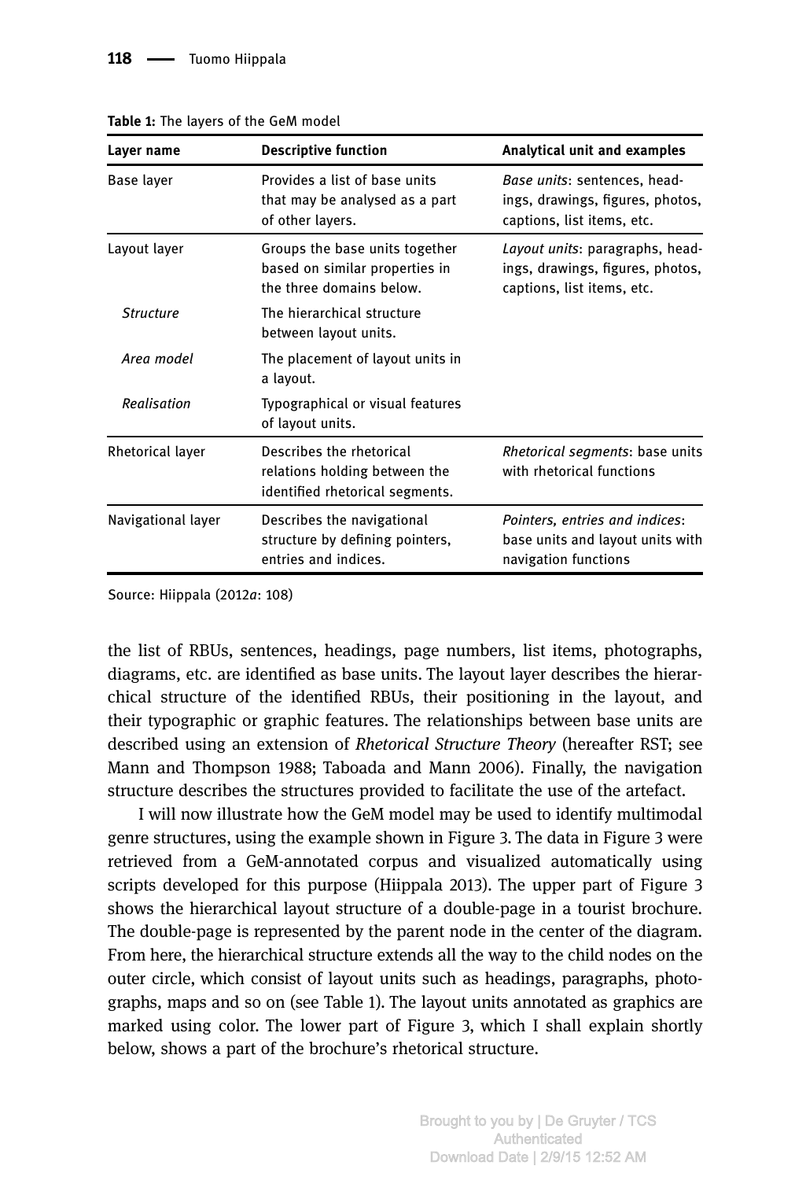**Table 1:** The layers of the GeM model

| Layer name | Descriptive function | Analytical unit and examples |
|---|---|---|
| Base layer | Provides a list of base units that may be analysed as a part of other layers. | *Base units*: sentences, headings, drawings, figures, photos, captions, list items, etc. |
| Layout layer | Groups the base units together based on similar properties in the three domains below. | *Layout units*: paragraphs, headings, drawings, figures, photos, captions, list items, etc. |
| *Structure* | The hierarchical structure between layout units. | |
| *Area model* | The placement of layout units in a layout. | |
| *Realisation* | Typographical or visual features of layout units. | |
| Rhetorical layer | Describes the rhetorical relations holding between the identified rhetorical segments. | *Rhetorical segments*: base units with rhetorical functions |
| Navigational layer | Describes the navigational structure by defining pointers, entries and indices. | *Pointers, entries and indices*: base units and layout units with navigation functions |

Source: Hiippala (2012*a*: 108)

the list of RBUs, sentences, headings, page numbers, list items, photographs, diagrams, etc. are identified as base units. The layout layer describes the hierarchical structure of the identified RBUs, their positioning in the layout, and their typographic or graphic features. The relationships between base units are described using an extension of *Rhetorical Structure Theory* (hereafter RST; see Mann and Thompson 1988; Taboada and Mann 2006). Finally, the navigation structure describes the structures provided to facilitate the use of the artefact.

I will now illustrate how the GeM model may be used to identify multimodal genre structures, using the example shown in Figure 3. The data in Figure 3 were retrieved from a GeM-annotated corpus and visualized automatically using scripts developed for this purpose (Hiippala 2013). The upper part of Figure 3 shows the hierarchical layout structure of a double-page in a tourist brochure. The double-page is represented by the parent node in the center of the diagram. From here, the hierarchical structure extends all the way to the child nodes on the outer circle, which consist of layout units such as headings, paragraphs, photographs, maps and so on (see Table 1). The layout units annotated as graphics are marked using color. The lower part of Figure 3, which I shall explain shortly below, shows a part of the brochure's rhetorical structure.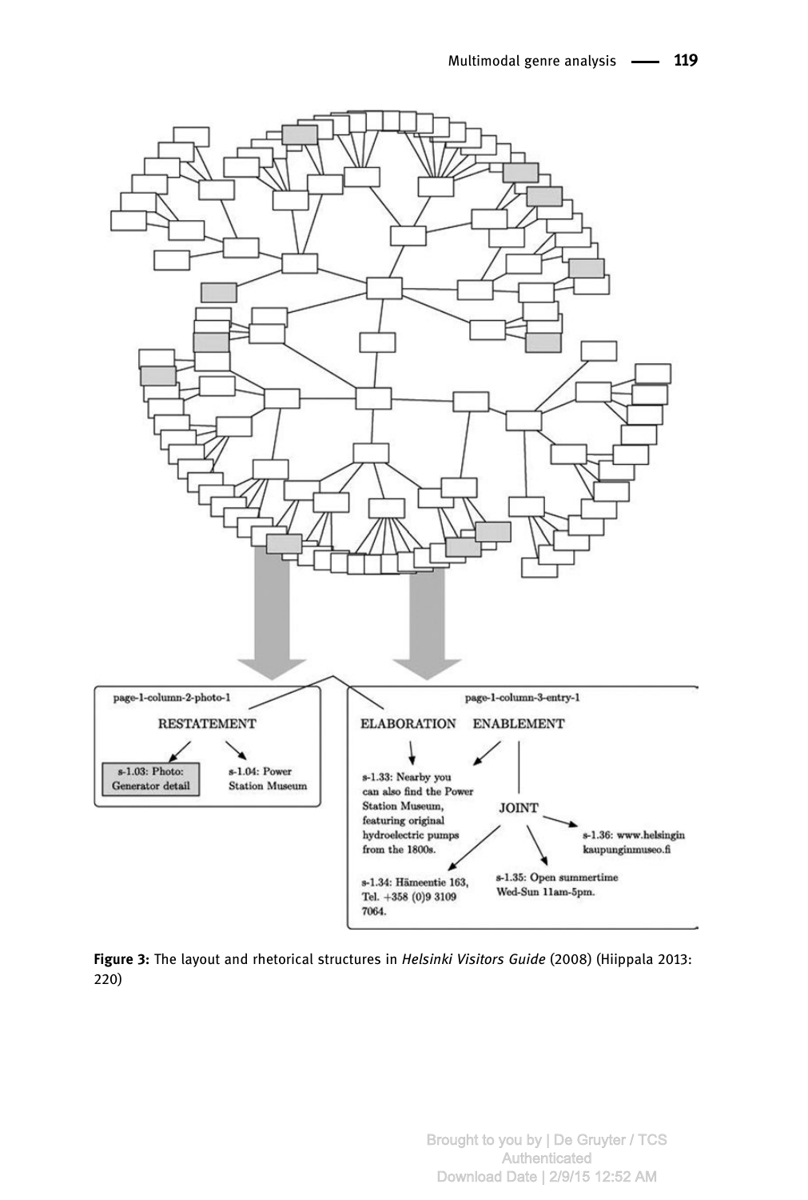**Figure 3:** The layout and rhetorical structures in *Helsinki Visitors Guide* (2008) (Hiippala 2013: 220)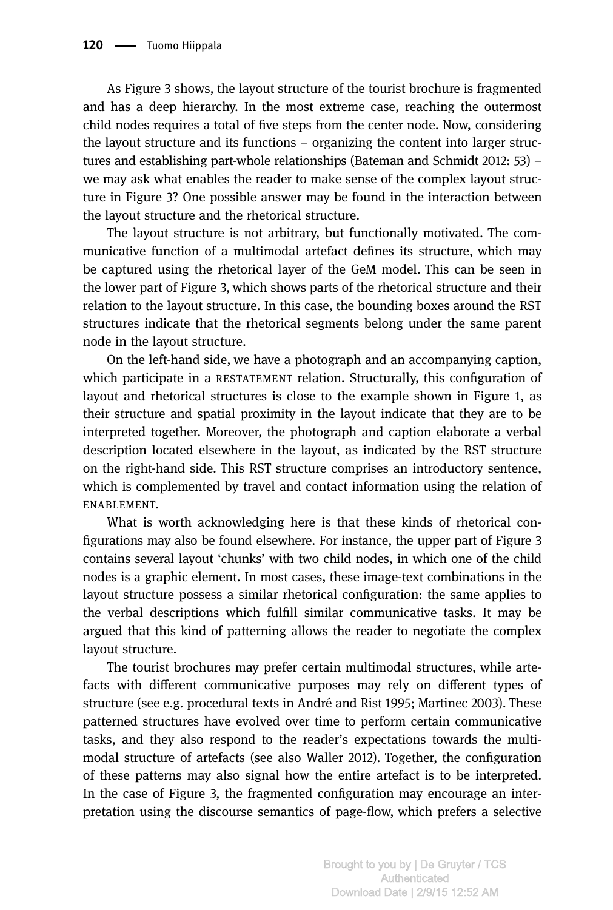As Figure 3 shows, the layout structure of the tourist brochure is fragmented and has a deep hierarchy. In the most extreme case, reaching the outermost child nodes requires a total of five steps from the center node. Now, considering the layout structure and its functions – organizing the content into larger structures and establishing part-whole relationships (Bateman and Schmidt 2012: 53) – we may ask what enables the reader to make sense of the complex layout structure in Figure 3? One possible answer may be found in the interaction between the layout structure and the rhetorical structure.

The layout structure is not arbitrary, but functionally motivated. The communicative function of a multimodal artefact defines its structure, which may be captured using the rhetorical layer of the GeM model. This can be seen in the lower part of Figure 3, which shows parts of the rhetorical structure and their relation to the layout structure. In this case, the bounding boxes around the RST structures indicate that the rhetorical segments belong under the same parent node in the layout structure.

On the left-hand side, we have a photograph and an accompanying caption, which participate in a RESTATEMENT relation. Structurally, this configuration of layout and rhetorical structures is close to the example shown in Figure 1, as their structure and spatial proximity in the layout indicate that they are to be interpreted together. Moreover, the photograph and caption elaborate a verbal description located elsewhere in the layout, as indicated by the RST structure on the right-hand side. This RST structure comprises an introductory sentence, which is complemented by travel and contact information using the relation of ENABLEMENT.

What is worth acknowledging here is that these kinds of rhetorical configurations may also be found elsewhere. For instance, the upper part of Figure 3 contains several layout 'chunks' with two child nodes, in which one of the child nodes is a graphic element. In most cases, these image-text combinations in the layout structure possess a similar rhetorical configuration: the same applies to the verbal descriptions which fulfill similar communicative tasks. It may be argued that this kind of patterning allows the reader to negotiate the complex layout structure.

The tourist brochures may prefer certain multimodal structures, while artefacts with different communicative purposes may rely on different types of structure (see e.g. procedural texts in André and Rist 1995; Martinec 2003). These patterned structures have evolved over time to perform certain communicative tasks, and they also respond to the reader's expectations towards the multimodal structure of artefacts (see also Waller 2012). Together, the configuration of these patterns may also signal how the entire artefact is to be interpreted. In the case of Figure 3, the fragmented configuration may encourage an interpretation using the discourse semantics of page-flow, which prefers a selective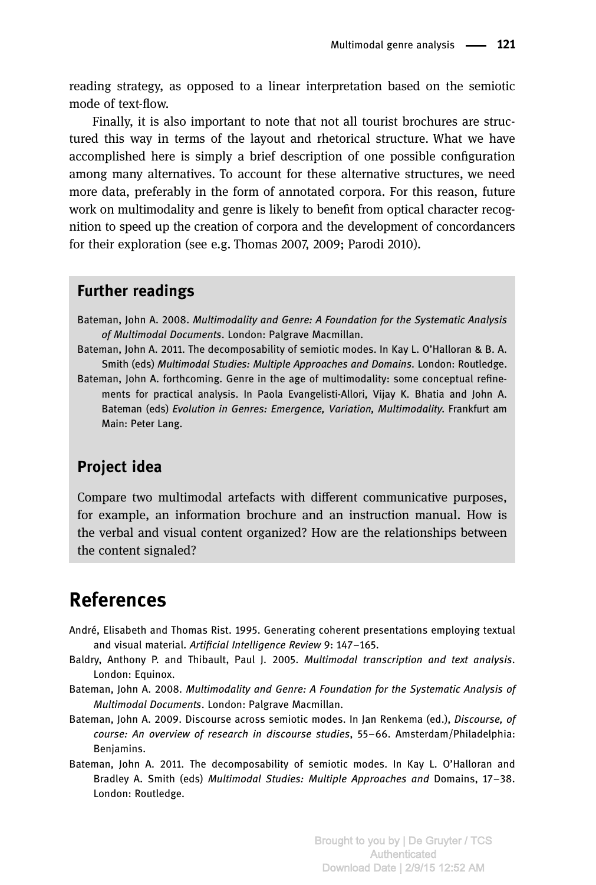reading strategy, as opposed to a linear interpretation based on the semiotic mode of text-flow.

Finally, it is also important to note that not all tourist brochures are structured this way in terms of the layout and rhetorical structure. What we have accomplished here is simply a brief description of one possible configuration among many alternatives. To account for these alternative structures, we need more data, preferably in the form of annotated corpora. For this reason, future work on multimodality and genre is likely to benefit from optical character recognition to speed up the creation of corpora and the development of concordancers for their exploration (see e.g. Thomas 2007, 2009; Parodi 2010).

## Further readings

Bateman, John A. 2008. *Multimodality and Genre: A Foundation for the Systematic Analysis of Multimodal Documents*. London: Palgrave Macmillan.

Bateman, John A. 2011. The decomposability of semiotic modes. In Kay L. O'Halloran & B. A. Smith (eds) *Multimodal Studies: Multiple Approaches and Domains*. London: Routledge.

Bateman, John A. forthcoming. Genre in the age of multimodality: some conceptual refinements for practical analysis. In Paola Evangelisti-Allori, Vijay K. Bhatia and John A. Bateman (eds) *Evolution in Genres: Emergence, Variation, Multimodality.* Frankfurt am Main: Peter Lang.

## Project idea

Compare two multimodal artefacts with different communicative purposes, for example, an information brochure and an instruction manual. How is the verbal and visual content organized? How are the relationships between the content signaled?

# References

André, Elisabeth and Thomas Rist. 1995. Generating coherent presentations employing textual and visual material. *Artificial Intelligence Review* 9: 147–165.

Baldry, Anthony P. and Thibault, Paul J. 2005. *Multimodal transcription and text analysis*. London: Equinox.

Bateman, John A. 2008. *Multimodality and Genre: A Foundation for the Systematic Analysis of Multimodal Documents*. London: Palgrave Macmillan.

Bateman, John A. 2009. Discourse across semiotic modes. In Jan Renkema (ed.), *Discourse, of course: An overview of research in discourse studies*, 55–66. Amsterdam/Philadelphia: Benjamins.

Bateman, John A. 2011. The decomposability of semiotic modes. In Kay L. O'Halloran and Bradley A. Smith (eds) *Multimodal Studies: Multiple Approaches and* Domains, 17–38. London: Routledge.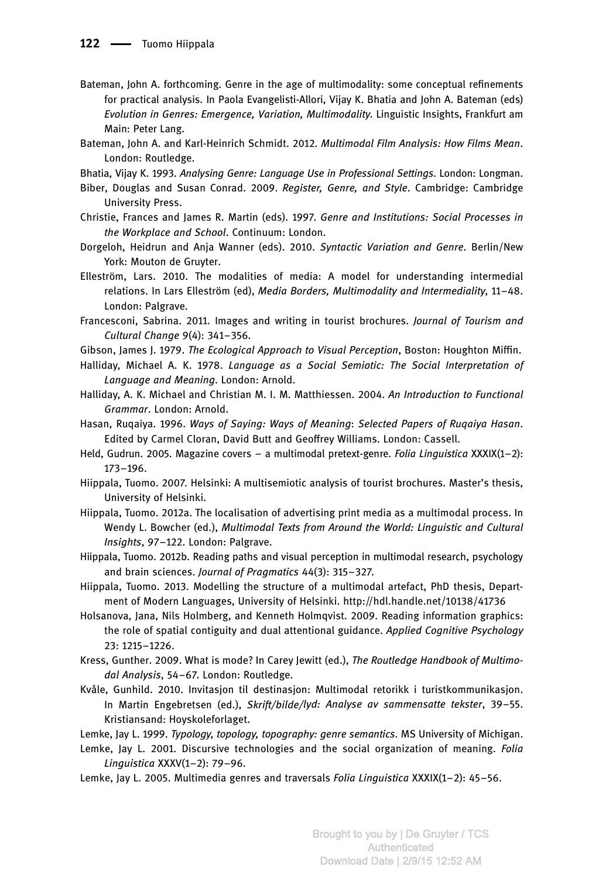Bateman, John A. forthcoming. Genre in the age of multimodality: some conceptual refinements for practical analysis. In Paola Evangelisti-Allori, Vijay K. Bhatia and John A. Bateman (eds) *Evolution in Genres: Emergence, Variation, Multimodality*. Linguistic Insights, Frankfurt am Main: Peter Lang.

Bateman, John A. and Karl-Heinrich Schmidt. 2012. *Multimodal Film Analysis: How Films Mean*. London: Routledge.

Bhatia, Vijay K. 1993. *Analysing Genre: Language Use in Professional Settings*. London: Longman.

Biber, Douglas and Susan Conrad. 2009. *Register, Genre, and Style*. Cambridge: Cambridge University Press.

Christie, Frances and James R. Martin (eds). 1997. *Genre and Institutions: Social Processes in the Workplace and School*. Continuum: London.

Dorgeloh, Heidrun and Anja Wanner (eds). 2010. *Syntactic Variation and Genre*. Berlin/New York: Mouton de Gruyter.

Elleström, Lars. 2010. The modalities of media: A model for understanding intermedial relations. In Lars Elleström (ed), *Media Borders, Multimodality and Intermediality*, 11–48. London: Palgrave.

Francesconi, Sabrina. 2011. Images and writing in tourist brochures. *Journal of Tourism and Cultural Change* 9(4): 341–356.

Gibson, James J. 1979. *The Ecological Approach to Visual Perception*, Boston: Houghton Miffin.

Halliday, Michael A. K. 1978. *Language as a Social Semiotic: The Social Interpretation of Language and Meaning*. London: Arnold.

Halliday, A. K. Michael and Christian M. I. M. Matthiessen. 2004. *An Introduction to Functional Grammar*. London: Arnold.

Hasan, Ruqaiya. 1996. *Ways of Saying: Ways of Meaning*: *Selected Papers of Ruqaiya Hasan*. Edited by Carmel Cloran, David Butt and Geoffrey Williams. London: Cassell.

Held, Gudrun. 2005. Magazine covers – a multimodal pretext-genre. *Folia Linguistica* XXXIX(1–2): 173–196.

Hiippala, Tuomo. 2007. Helsinki: A multisemiotic analysis of tourist brochures. Master's thesis, University of Helsinki.

Hiippala, Tuomo. 2012a. The localisation of advertising print media as a multimodal process. In Wendy L. Bowcher (ed.), *Multimodal Texts from Around the World: Linguistic and Cultural Insights*, 97–122. London: Palgrave.

Hiippala, Tuomo. 2012b. Reading paths and visual perception in multimodal research, psychology and brain sciences. *Journal of Pragmatics* 44(3): 315–327.

Hiippala, Tuomo. 2013. Modelling the structure of a multimodal artefact, PhD thesis, Department of Modern Languages, University of Helsinki. http://hdl.handle.net/10138/41736

Holsanova, Jana, Nils Holmberg, and Kenneth Holmqvist. 2009. Reading information graphics: the role of spatial contiguity and dual attentional guidance. *Applied Cognitive Psychology* 23: 1215–1226.

Kress, Gunther. 2009. What is mode? In Carey Jewitt (ed.), *The Routledge Handbook of Multimodal Analysis*, 54–67. London: Routledge.

Kvåle, Gunhild. 2010. Invitasjon til destinasjon: Multimodal retorikk i turistkommunikasjon. In Martin Engebretsen (ed.), *Skrift/bilde/lyd: Analyse av sammensatte tekster*, 39–55. Kristiansand: Hoyskoleforlaget.

Lemke, Jay L. 1999. *Typology, topology, topography: genre semantics*. MS University of Michigan.

Lemke, Jay L. 2001. Discursive technologies and the social organization of meaning. *Folia Linguistica* XXXV(1–2): 79–96.

Lemke, Jay L. 2005. Multimedia genres and traversals *Folia Linguistica* XXXIX(1–2): 45–56.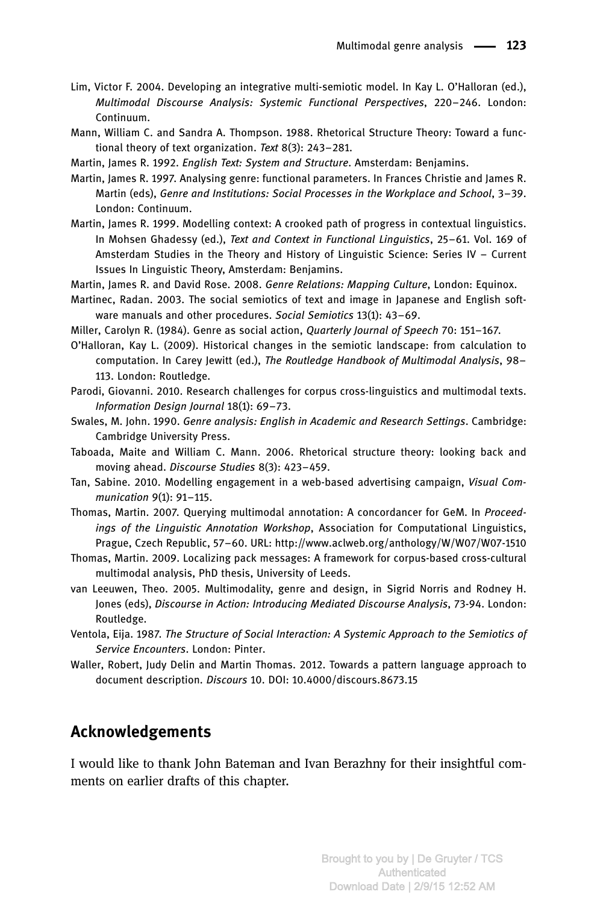Lim, Victor F. 2004. Developing an integrative multi-semiotic model. In Kay L. O'Halloran (ed.), *Multimodal Discourse Analysis: Systemic Functional Perspectives*, 220–246. London: Continuum.

Mann, William C. and Sandra A. Thompson. 1988. Rhetorical Structure Theory: Toward a functional theory of text organization. *Text* 8(3): 243–281.

Martin, James R. 1992. *English Text: System and Structure*. Amsterdam: Benjamins.

Martin, James R. 1997. Analysing genre: functional parameters. In Frances Christie and James R. Martin (eds), *Genre and Institutions: Social Processes in the Workplace and School*, 3–39. London: Continuum.

Martin, James R. 1999. Modelling context: A crooked path of progress in contextual linguistics. In Mohsen Ghadessy (ed.), *Text and Context in Functional Linguistics*, 25–61. Vol. 169 of Amsterdam Studies in the Theory and History of Linguistic Science: Series IV – Current Issues In Linguistic Theory, Amsterdam: Benjamins.

Martin, James R. and David Rose. 2008. *Genre Relations: Mapping Culture*, London: Equinox.

Martinec, Radan. 2003. The social semiotics of text and image in Japanese and English software manuals and other procedures. *Social Semiotics* 13(1): 43–69.

Miller, Carolyn R. (1984). Genre as social action, *Quarterly Journal of Speech* 70: 151–167.

O'Halloran, Kay L. (2009). Historical changes in the semiotic landscape: from calculation to computation. In Carey Jewitt (ed.), *The Routledge Handbook of Multimodal Analysis*, 98–113. London: Routledge.

Parodi, Giovanni. 2010. Research challenges for corpus cross-linguistics and multimodal texts. *Information Design Journal* 18(1): 69–73.

Swales, M. John. 1990. *Genre analysis: English in Academic and Research Settings*. Cambridge: Cambridge University Press.

Taboada, Maite and William C. Mann. 2006. Rhetorical structure theory: looking back and moving ahead. *Discourse Studies* 8(3): 423–459.

Tan, Sabine. 2010. Modelling engagement in a web-based advertising campaign, *Visual Communication* 9(1): 91–115.

Thomas, Martin. 2007. Querying multimodal annotation: A concordancer for GeM. In *Proceedings of the Linguistic Annotation Workshop*, Association for Computational Linguistics, Prague, Czech Republic, 57–60. URL: http://www.aclweb.org/anthology/W/W07/W07-1510

Thomas, Martin. 2009. Localizing pack messages: A framework for corpus-based cross-cultural multimodal analysis, PhD thesis, University of Leeds.

van Leeuwen, Theo. 2005. Multimodality, genre and design, in Sigrid Norris and Rodney H. Jones (eds), *Discourse in Action: Introducing Mediated Discourse Analysis*, 73-94. London: Routledge.

Ventola, Eija. 1987. *The Structure of Social Interaction: A Systemic Approach to the Semiotics of Service Encounters*. London: Pinter.

Waller, Robert, Judy Delin and Martin Thomas. 2012. Towards a pattern language approach to document description. *Discours* 10. DOI: 10.4000/discours.8673.15

## Acknowledgements

I would like to thank John Bateman and Ivan Berazhny for their insightful comments on earlier drafts of this chapter.